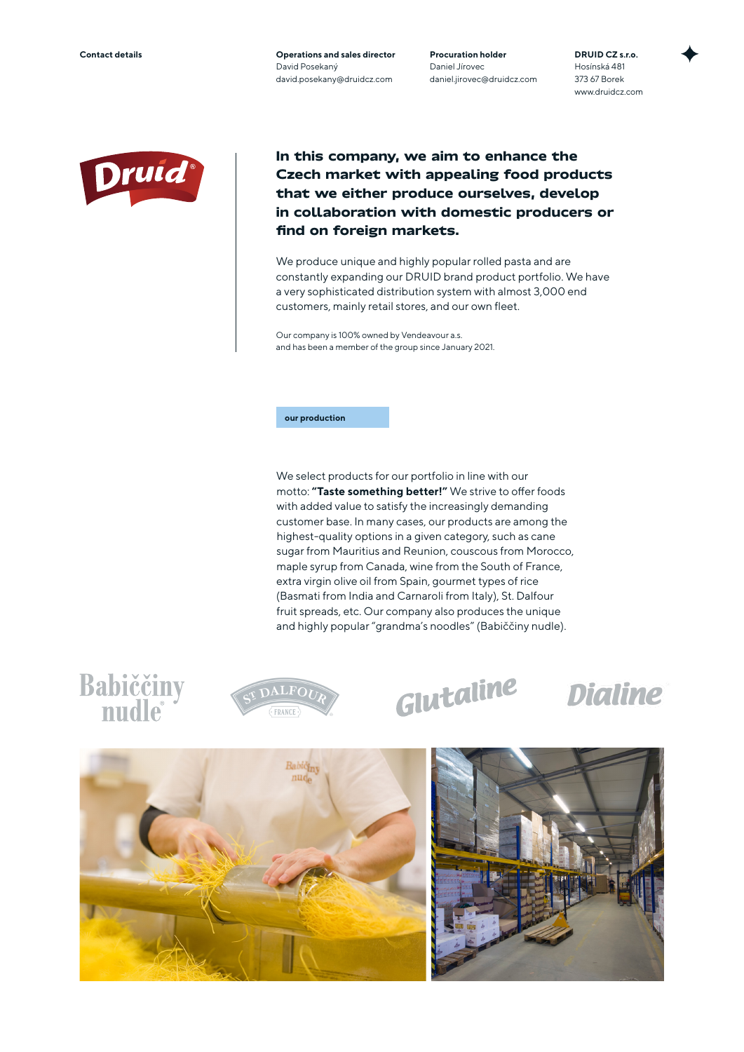**Contact details**

**Operations and sales director**
David Posekaný
david.posekany@druidcz.com

**Procuration holder**
Daniel Jírovec
daniel.jirovec@druidcz.com

**DRUID CZ s.r.o.**
Hosínská 481
373 67 Borek
www.druidcz.com

## In this company, we aim to enhance the Czech market with appealing food products that we either produce ourselves, develop in collaboration with domestic producers or find on foreign markets.

We produce unique and highly popular rolled pasta and are constantly expanding our DRUID brand product portfolio. We have a very sophisticated distribution system with almost 3,000 end customers, mainly retail stores, and our own fleet.

Our company is 100% owned by Vendeavour a.s.
and has been a member of the group since January 2021.

**our production**

We select products for our portfolio in line with our motto: **"Taste something better!"** We strive to offer foods with added value to satisfy the increasingly demanding customer base. In many cases, our products are among the highest-quality options in a given category, such as cane sugar from Mauritius and Reunion, couscous from Morocco, maple syrup from Canada, wine from the South of France, extra virgin olive oil from Spain, gourmet types of rice (Basmati from India and Carnaroli from Italy), St. Dalfour fruit spreads, etc. Our company also produces the unique and highly popular "grandma's noodles" (Babiččiny nudle).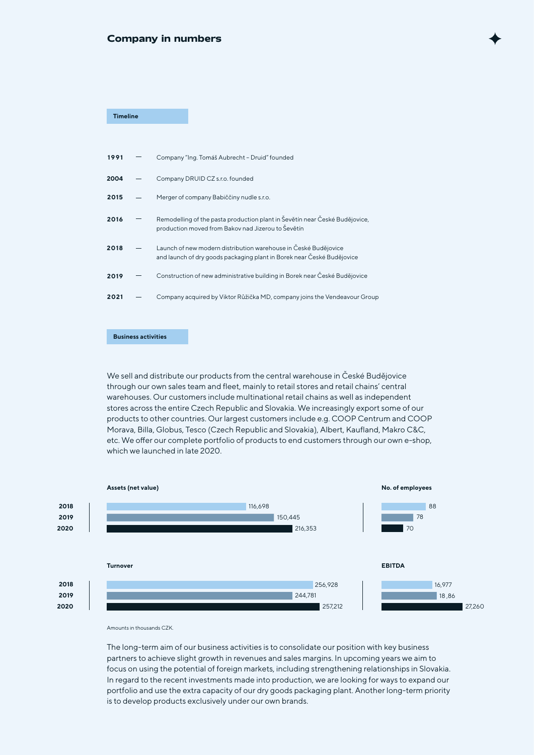## Company in numbers

### Timeline

**1991** — Company "Ing. Tomáš Aubrecht – Druid" founded

**2004** — Company DRUID CZ s.r.o. founded

**2015** — Merger of company Babiččiny nudle s.r.o.

**2016** — Remodelling of the pasta production plant in Ševětín near České Budějovice, production moved from Bakov nad Jizerou to Ševětín

**2018** — Launch of new modern distribution warehouse in České Budějovice and launch of dry goods packaging plant in Borek near České Budějovice

**2019** — Construction of new administrative building in Borek near České Budějovice

**2021** — Company acquired by Viktor Růžička MD, company joins the Vendeavour Group

### Business activities

We sell and distribute our products from the central warehouse in České Budějovice through our own sales team and fleet, mainly to retail stores and retail chains' central warehouses. Our customers include multinational retail chains as well as independent stores across the entire Czech Republic and Slovakia. We increasingly export some of our products to other countries. Our largest customers include e.g. COOP Centrum and COOP Morava, Billa, Globus, Tesco (Czech Republic and Slovakia), Albert, Kaufland, Makro C&C, etc. We offer our complete portfolio of products to end customers through our own e-shop, which we launched in late 2020.

**Assets (net value)**

2018 116,698
2019 150,445
2020 216,353

**No. of employees**

2018 88
2019 78
2020 70

**Turnover**

2018 256,928
2019 244,781
2020 257,212

**EBITDA**

2018 16,977
2019 18,86
2020 27,260

Amounts in thousands CZK.

The long-term aim of our business activities is to consolidate our position with key business partners to achieve slight growth in revenues and sales margins. In upcoming years we aim to focus on using the potential of foreign markets, including strengthening relationships in Slovakia. In regard to the recent investments made into production, we are looking for ways to expand our portfolio and use the extra capacity of our dry goods packaging plant. Another long-term priority is to develop products exclusively under our own brands.